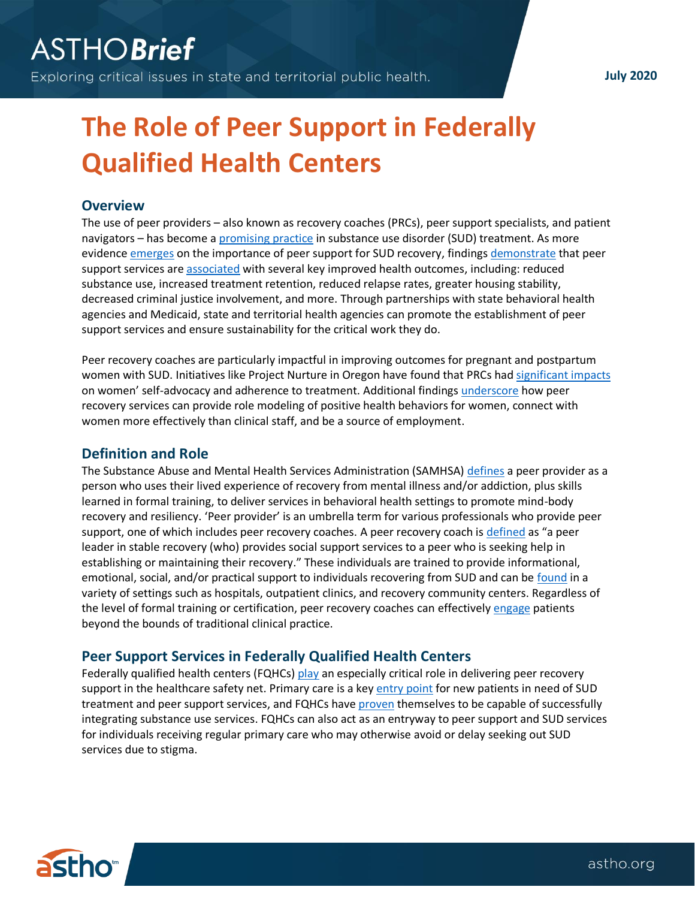ASTHO**Brief**

Exploring critical issues in state and territorial public health.

July 2020

# The Role of Peer Support in Federally Qualified Health Centers

## Overview

The use of peer providers – also known as recovery coaches (PRCs), peer support specialists, and patient navigators – has become a promising practice in substance use disorder (SUD) treatment. As more evidence emerges on the importance of peer support for SUD recovery, findings demonstrate that peer support services are associated with several key improved health outcomes, including: reduced substance use, increased treatment retention, reduced relapse rates, greater housing stability, decreased criminal justice involvement, and more. Through partnerships with state behavioral health agencies and Medicaid, state and territorial health agencies can promote the establishment of peer support services and ensure sustainability for the critical work they do.

Peer recovery coaches are particularly impactful in improving outcomes for pregnant and postpartum women with SUD. Initiatives like Project Nurture in Oregon have found that PRCs had significant impacts on women' self-advocacy and adherence to treatment. Additional findings underscore how peer recovery services can provide role modeling of positive health behaviors for women, connect with women more effectively than clinical staff, and be a source of employment.

## Definition and Role

The Substance Abuse and Mental Health Services Administration (SAMHSA) defines a peer provider as a person who uses their lived experience of recovery from mental illness and/or addiction, plus skills learned in formal training, to deliver services in behavioral health settings to promote mind-body recovery and resiliency. 'Peer provider' is an umbrella term for various professionals who provide peer support, one of which includes peer recovery coaches. A peer recovery coach is defined as "a peer leader in stable recovery (who) provides social support services to a peer who is seeking help in establishing or maintaining their recovery." These individuals are trained to provide informational, emotional, social, and/or practical support to individuals recovering from SUD and can be found in a variety of settings such as hospitals, outpatient clinics, and recovery community centers. Regardless of the level of formal training or certification, peer recovery coaches can effectively engage patients beyond the bounds of traditional clinical practice.

## Peer Support Services in Federally Qualified Health Centers

Federally qualified health centers (FQHCs) play an especially critical role in delivering peer recovery support in the healthcare safety net. Primary care is a key entry point for new patients in need of SUD treatment and peer support services, and FQHCs have proven themselves to be capable of successfully integrating substance use services. FQHCs can also act as an entryway to peer support and SUD services for individuals receiving regular primary care who may otherwise avoid or delay seeking out SUD services due to stigma.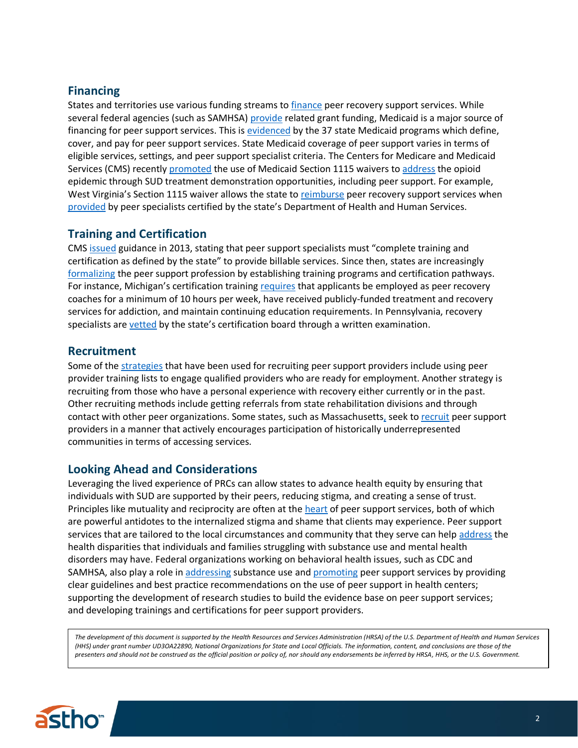## Financing

States and territories use various funding streams to finance peer recovery support services. While several federal agencies (such as SAMHSA) provide related grant funding, Medicaid is a major source of financing for peer support services. This is evidenced by the 37 state Medicaid programs which define, cover, and pay for peer support services. State Medicaid coverage of peer support varies in terms of eligible services, settings, and peer support specialist criteria. The Centers for Medicare and Medicaid Services (CMS) recently promoted the use of Medicaid Section 1115 waivers to address the opioid epidemic through SUD treatment demonstration opportunities, including peer support. For example, West Virginia's Section 1115 waiver allows the state to reimburse peer recovery support services when provided by peer specialists certified by the state's Department of Health and Human Services.

## Training and Certification

CMS issued guidance in 2013, stating that peer support specialists must "complete training and certification as defined by the state" to provide billable services. Since then, states are increasingly formalizing the peer support profession by establishing training programs and certification pathways. For instance, Michigan's certification training requires that applicants be employed as peer recovery coaches for a minimum of 10 hours per week, have received publicly-funded treatment and recovery services for addiction, and maintain continuing education requirements. In Pennsylvania, recovery specialists are vetted by the state's certification board through a written examination.

## Recruitment

Some of the strategies that have been used for recruiting peer support providers include using peer provider training lists to engage qualified providers who are ready for employment. Another strategy is recruiting from those who have a personal experience with recovery either currently or in the past. Other recruiting methods include getting referrals from state rehabilitation divisions and through contact with other peer organizations. Some states, such as Massachusetts, seek to recruit peer support providers in a manner that actively encourages participation of historically underrepresented communities in terms of accessing services.

## Looking Ahead and Considerations

Leveraging the lived experience of PRCs can allow states to advance health equity by ensuring that individuals with SUD are supported by their peers, reducing stigma, and creating a sense of trust. Principles like mutuality and reciprocity are often at the heart of peer support services, both of which are powerful antidotes to the internalized stigma and shame that clients may experience. Peer support services that are tailored to the local circumstances and community that they serve can help address the health disparities that individuals and families struggling with substance use and mental health disorders may have. Federal organizations working on behavioral health issues, such as CDC and SAMHSA, also play a role in addressing substance use and promoting peer support services by providing clear guidelines and best practice recommendations on the use of peer support in health centers; supporting the development of research studies to build the evidence base on peer support services; and developing trainings and certifications for peer support providers.

*The development of this document is supported by the Health Resources and Services Administration (HRSA) of the U.S. Department of Health and Human Services (HHS) under grant number UD3OA22890, National Organizations for State and Local Officials. The information, content, and conclusions are those of the presenters and should not be construed as the official position or policy of, nor should any endorsements be inferred by HRSA, HHS, or the U.S. Government.*